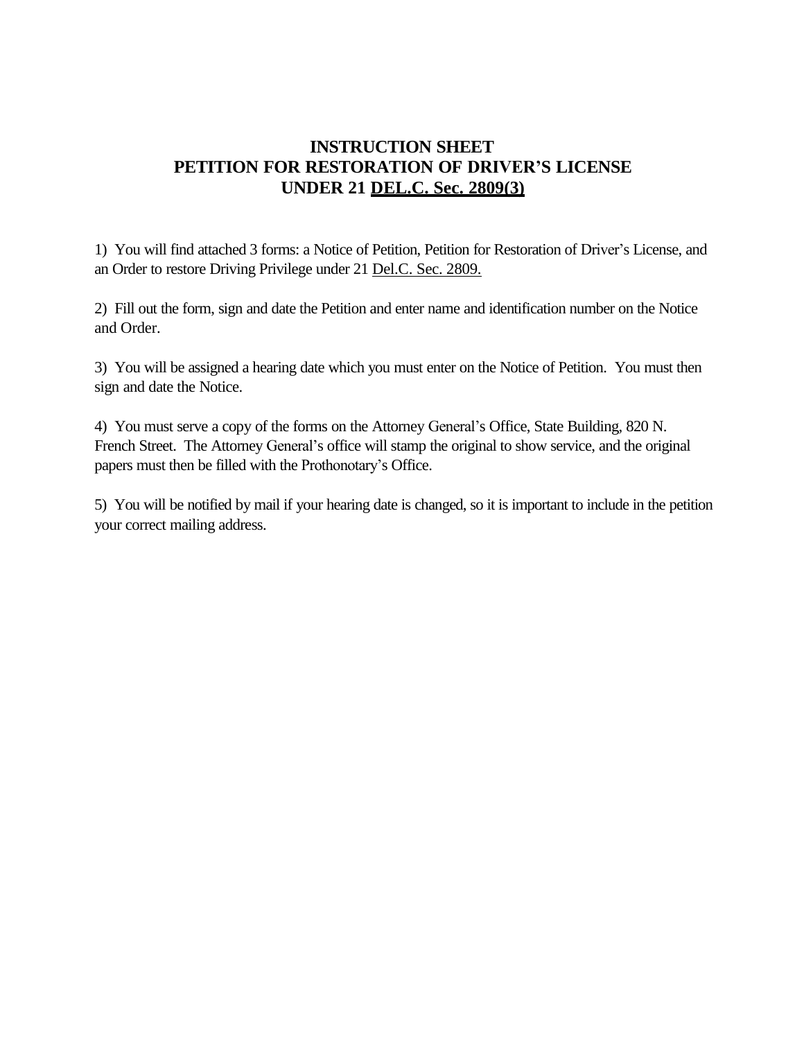# INSTRUCTION SHEET
# PETITION FOR RESTORATION OF DRIVER'S LICENSE
# UNDER 21 DEL.C. Sec. 2809(3)

1) You will find attached 3 forms: a Notice of Petition, Petition for Restoration of Driver's License, and an Order to restore Driving Privilege under 21 Del.C. Sec. 2809.

2) Fill out the form, sign and date the Petition and enter name and identification number on the Notice and Order.

3) You will be assigned a hearing date which you must enter on the Notice of Petition. You must then sign and date the Notice.

4) You must serve a copy of the forms on the Attorney General's Office, State Building, 820 N. French Street. The Attorney General's office will stamp the original to show service, and the original papers must then be filled with the Prothonotary's Office.

5) You will be notified by mail if your hearing date is changed, so it is important to include in the petition your correct mailing address.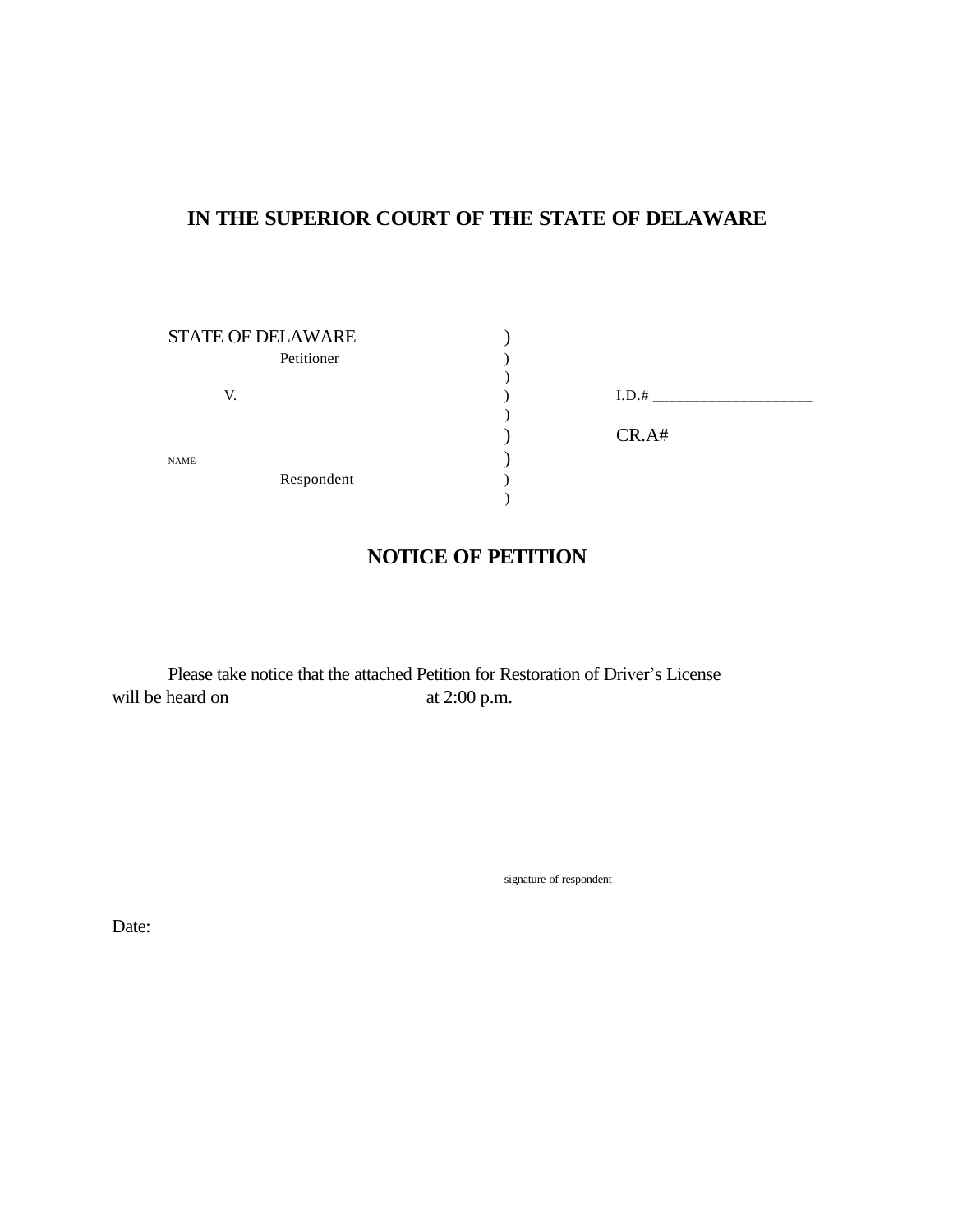# IN THE SUPERIOR COURT OF THE STATE OF DELAWARE

| | | |
|---|---|---|
| STATE OF DELAWARE | ) | |
| Petitioner | ) | |
| | ) | |
| V. | ) | I.D.# ____________________ |
| | ) | |
| | ) | CR.A#________________ |
| NAME | ) | |
| Respondent | ) | |
| | ) | |

## NOTICE OF PETITION

Please take notice that the attached Petition for Restoration of Driver's License will be heard on ____________________ at 2:00 p.m.

___________________________________
signature of respondent

Date: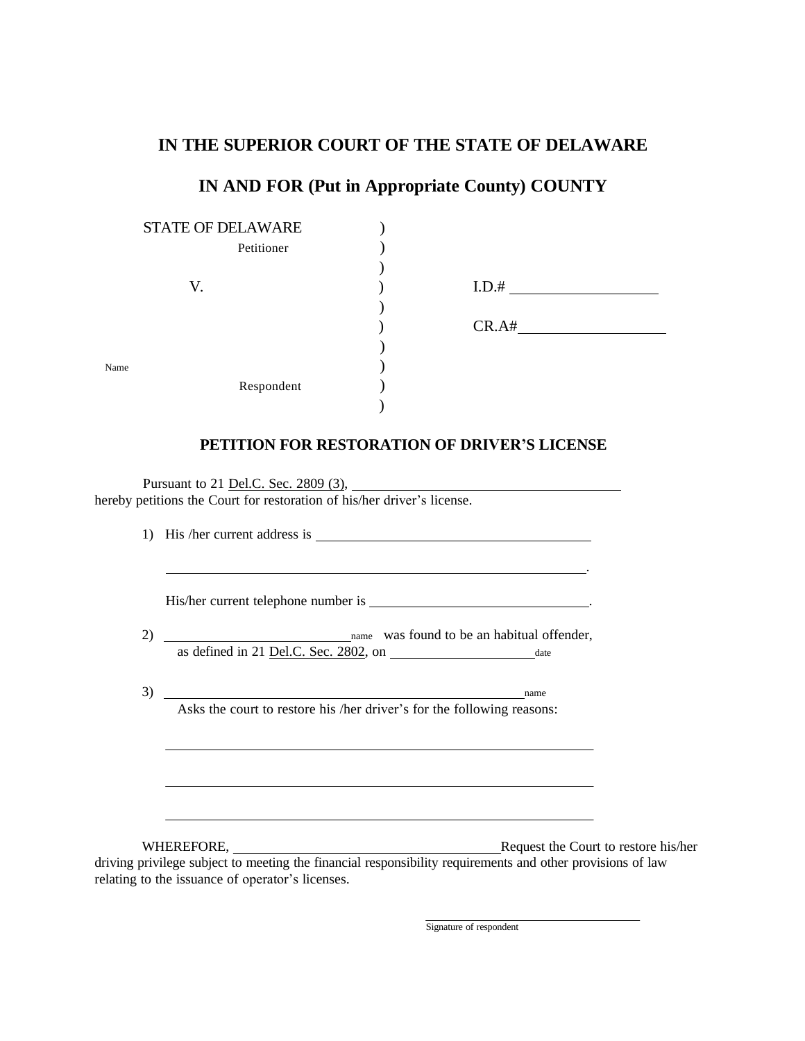## IN THE SUPERIOR COURT OF THE STATE OF DELAWARE

## IN AND FOR (Put in Appropriate County) COUNTY

| | | |
|---|---|---|
| STATE OF DELAWARE | ) | |
| Petitioner | ) | |
| | ) | |
| V. | ) | I.D.# ____________________ |
| | ) | |
| | ) | CR.A# ____________________ |
| | ) | |
| Name | ) | |
| Respondent | ) | |
| | ) | |

### PETITION FOR RESTORATION OF DRIVER'S LICENSE

Pursuant to 21 Del.C. Sec. 2809 (3), ________________________________________ hereby petitions the Court for restoration of his/her driver's license.

1) His /her current address is ________________________________________

_______________________________________________________________.

His/her current telephone number is ________________________________.

2) ____________________________ name was found to be an habitual offender, as defined in 21 Del.C. Sec. 2802, on ______________________ date

3) _______________________________________________________ name
Asks the court to restore his /her driver's for the following reasons:

_______________________________________________________________

_______________________________________________________________

_______________________________________________________________

WHEREFORE, ________________________________________Request the Court to restore his/her driving privilege subject to meeting the financial responsibility requirements and other provisions of law relating to the issuance of operator's licenses.

________________________________
Signature of respondent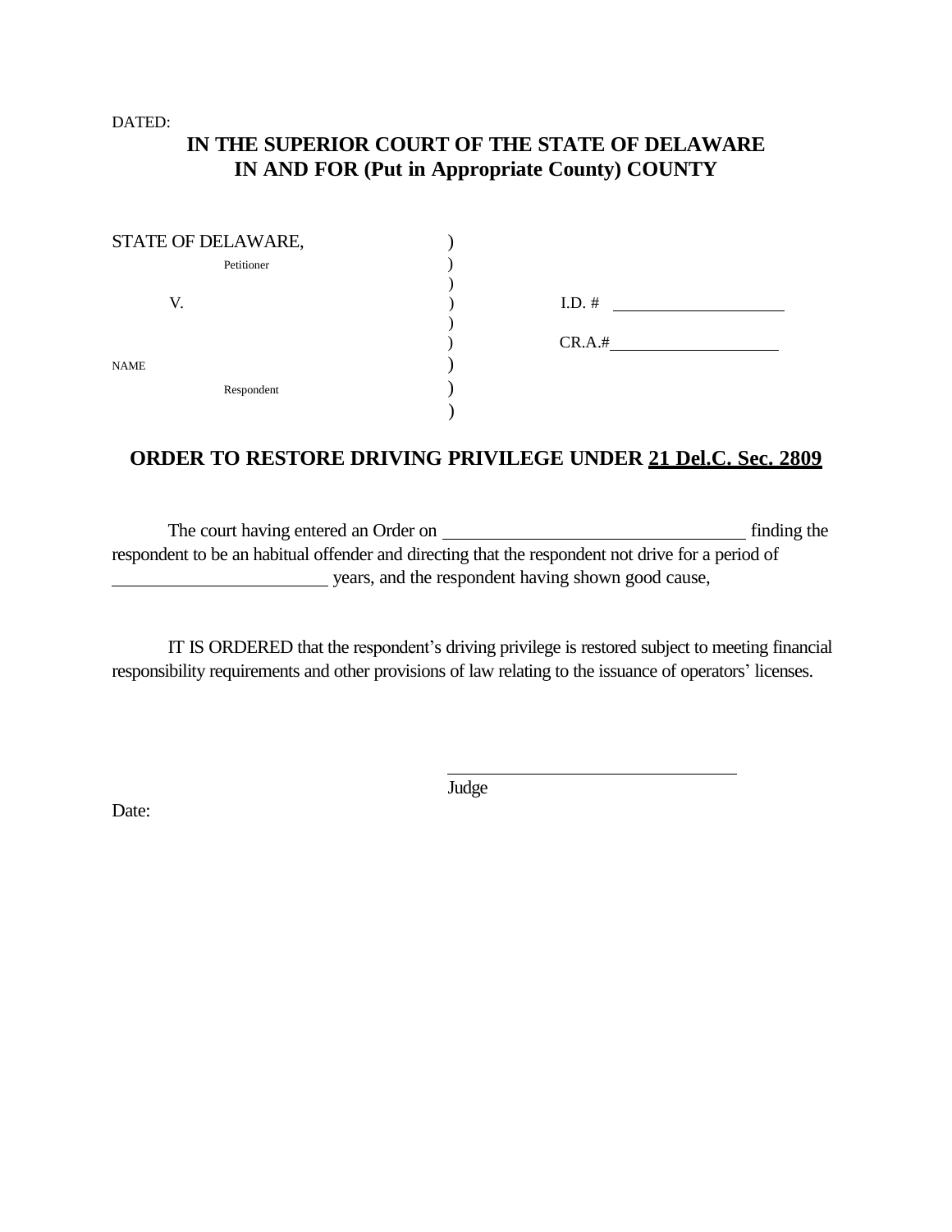DATED:

**IN THE SUPERIOR COURT OF THE STATE OF DELAWARE**
**IN AND FOR (Put in Appropriate County) COUNTY**

STATE OF DELAWARE, )
Petitioner )
)
V. ) I.D. # \_\_\_\_\_\_\_\_\_\_\_\_\_\_\_\_\_\_\_\_
)
) CR.A.# \_\_\_\_\_\_\_\_\_\_\_\_\_\_\_\_\_\_\_\_
NAME )
Respondent )
)

## ORDER TO RESTORE DRIVING PRIVILEGE UNDER 21 Del.C. Sec. 2809

The court having entered an Order on \_\_\_\_\_\_\_\_\_\_\_\_\_\_\_\_\_\_\_\_\_\_\_\_\_\_\_\_\_\_\_\_\_\_ finding the respondent to be an habitual offender and directing that the respondent not drive for a period of \_\_\_\_\_\_\_\_\_\_\_\_\_\_\_\_\_\_\_\_\_\_\_\_ years, and the respondent having shown good cause,

IT IS ORDERED that the respondent's driving privilege is restored subject to meeting financial responsibility requirements and other provisions of law relating to the issuance of operators' licenses.

\_\_\_\_\_\_\_\_\_\_\_\_\_\_\_\_\_\_\_\_\_\_\_\_\_\_\_\_\_\_\_\_\_\_
Judge

Date: